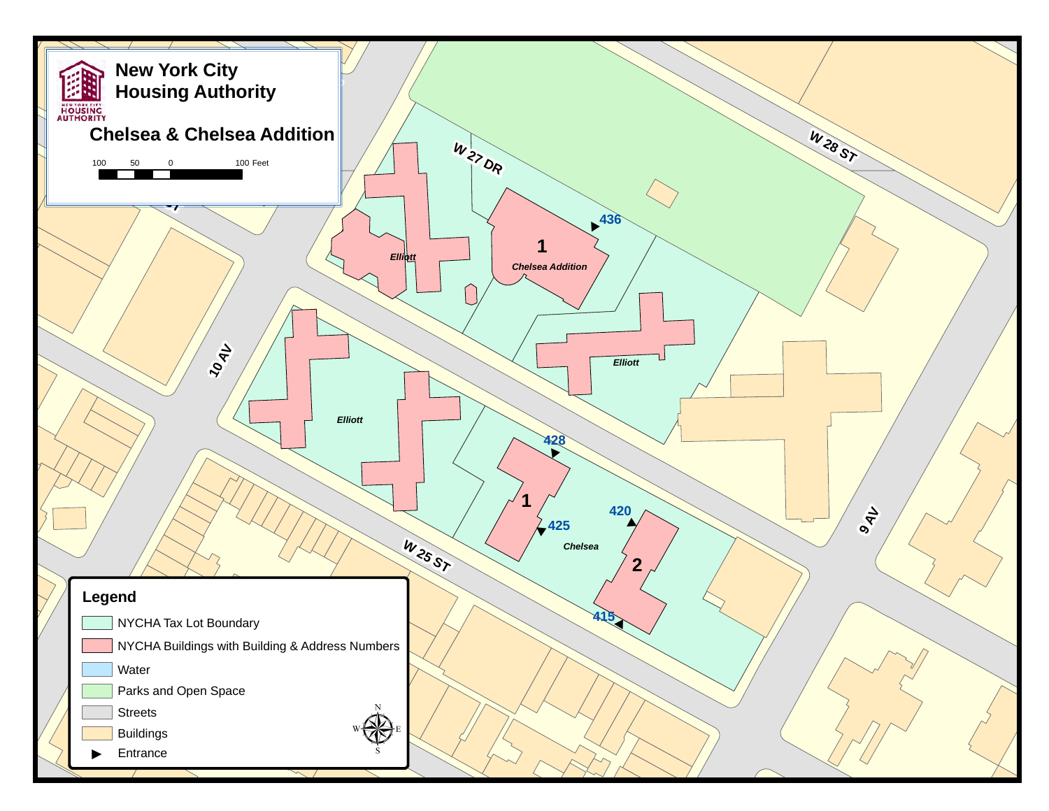# New York City Housing Authority

## Chelsea & Chelsea Addition

100 50 0 100 Feet

W 27 DR

W 28 ST

W 25 ST

10 AV

9 AV

Elliott

Chelsea Addition

1

436

Elliott

Elliott

428

1

425

420

2

415

Chelsea

### Legend

- NYCHA Tax Lot Boundary
- NYCHA Buildings with Building & Address Numbers
- Water
- Parks and Open Space
- Streets
- Buildings
- Entrance

N W E S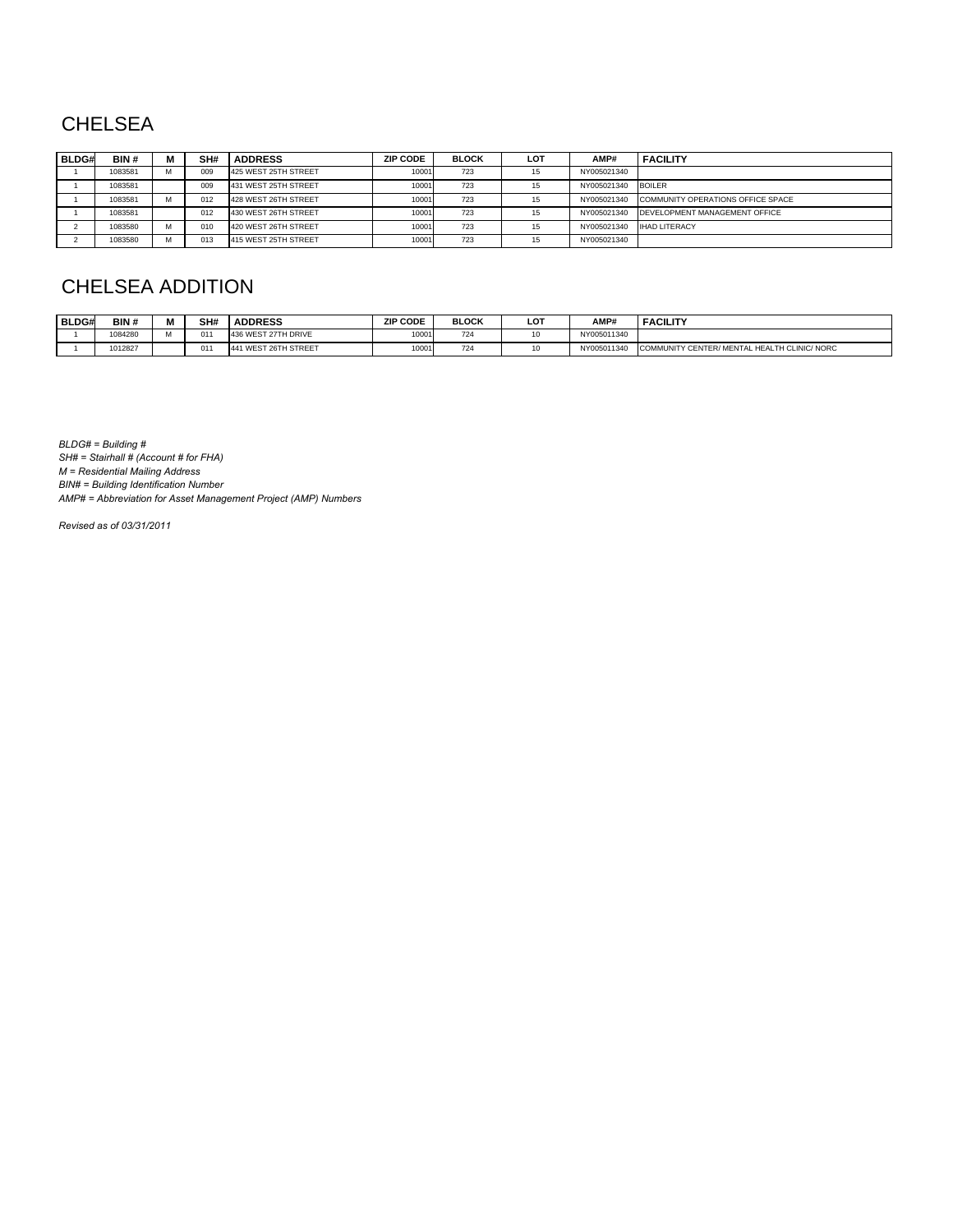# CHELSEA

| BLDG# | BIN # | M | SH# | ADDRESS | ZIP CODE | BLOCK | LOT | AMP# | FACILITY |
|---|---|---|---|---|---|---|---|---|---|
| 1 | 1083581 | M | 009 | 425 WEST 25TH STREET | 10001 | 723 | 15 | NY005021340 | |
| 1 | 1083581 | | 009 | 431 WEST 25TH STREET | 10001 | 723 | 15 | NY005021340 | BOILER |
| 1 | 1083581 | M | 012 | 428 WEST 26TH STREET | 10001 | 723 | 15 | NY005021340 | COMMUNITY OPERATIONS OFFICE SPACE |
| 1 | 1083581 | | 012 | 430 WEST 26TH STREET | 10001 | 723 | 15 | NY005021340 | DEVELOPMENT MANAGEMENT OFFICE |
| 2 | 1083580 | M | 010 | 420 WEST 26TH STREET | 10001 | 723 | 15 | NY005021340 | IHAD LITERACY |
| 2 | 1083580 | M | 013 | 415 WEST 25TH STREET | 10001 | 723 | 15 | NY005021340 | |

# CHELSEA ADDITION

| BLDG# | BIN # | M | SH# | ADDRESS | ZIP CODE | BLOCK | LOT | AMP# | FACILITY |
|---|---|---|---|---|---|---|---|---|---|
| 1 | 1084280 | M | 011 | 436 WEST 27TH DRIVE | 10001 | 724 | 10 | NY005011340 | |
| 1 | 1012827 | | 011 | 441 WEST 26TH STREET | 10001 | 724 | 10 | NY005011340 | COMMUNITY CENTER/ MENTAL HEALTH CLINIC/ NORC |

*BLDG# = Building #*
*SH# = Stairhall # (Account # for FHA)*
*M = Residential Mailing Address*
*BIN# = Building Identification Number*
*AMP# = Abbreviation for Asset Management Project (AMP) Numbers*

*Revised as of 03/31/2011*